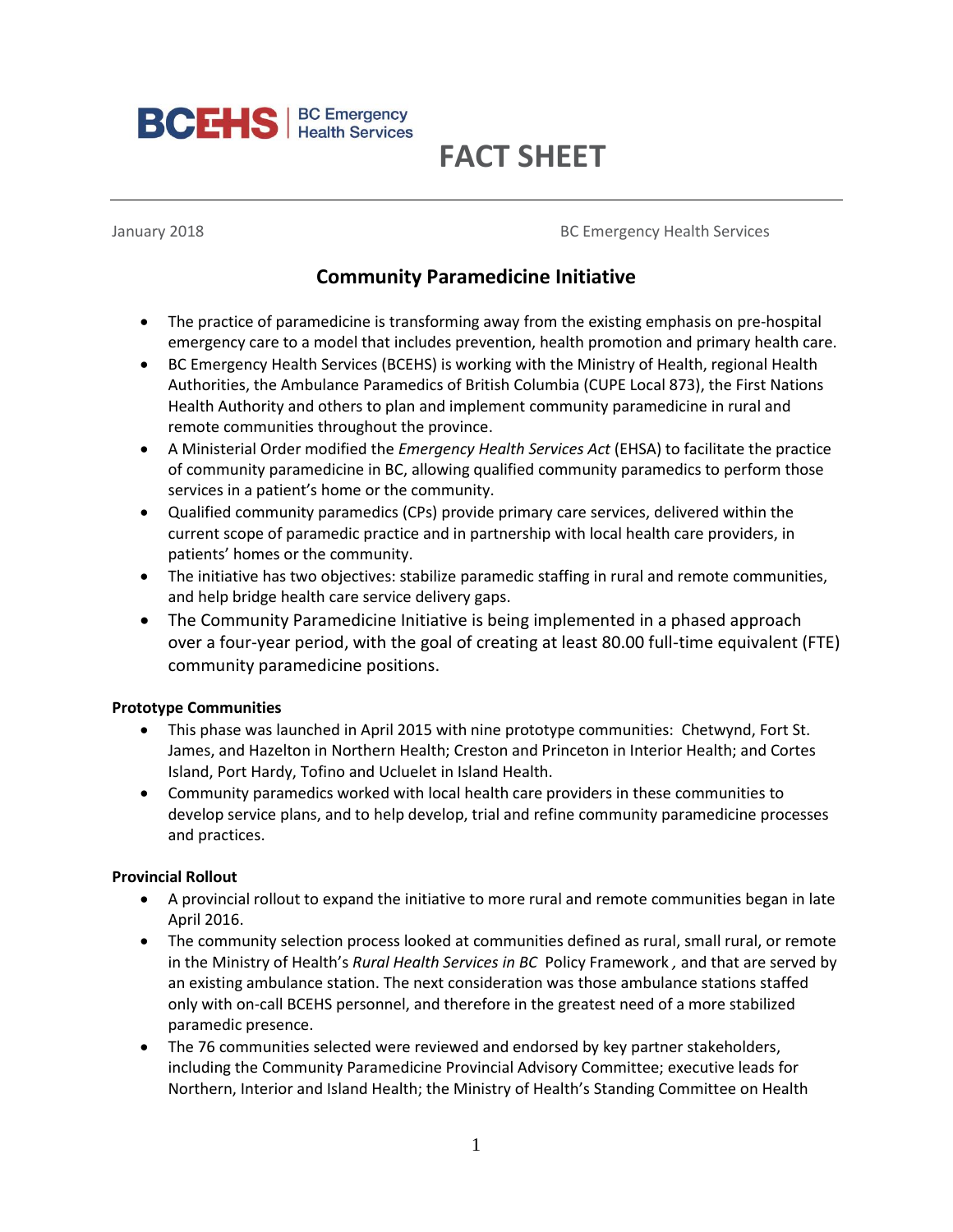BCEHS | BC Emergency Health Services

# FACT SHEET

January 2018 BC Emergency Health Services

## Community Paramedicine Initiative

- The practice of paramedicine is transforming away from the existing emphasis on pre-hospital emergency care to a model that includes prevention, health promotion and primary health care.
- BC Emergency Health Services (BCEHS) is working with the Ministry of Health, regional Health Authorities, the Ambulance Paramedics of British Columbia (CUPE Local 873), the First Nations Health Authority and others to plan and implement community paramedicine in rural and remote communities throughout the province.
- A Ministerial Order modified the *Emergency Health Services Act* (EHSA) to facilitate the practice of community paramedicine in BC, allowing qualified community paramedics to perform those services in a patient's home or the community.
- Qualified community paramedics (CPs) provide primary care services, delivered within the current scope of paramedic practice and in partnership with local health care providers, in patients' homes or the community.
- The initiative has two objectives: stabilize paramedic staffing in rural and remote communities, and help bridge health care service delivery gaps.
- The Community Paramedicine Initiative is being implemented in a phased approach over a four-year period, with the goal of creating at least 80.00 full-time equivalent (FTE) community paramedicine positions.

**Prototype Communities**

- This phase was launched in April 2015 with nine prototype communities: Chetwynd, Fort St. James, and Hazelton in Northern Health; Creston and Princeton in Interior Health; and Cortes Island, Port Hardy, Tofino and Ucluelet in Island Health.
- Community paramedics worked with local health care providers in these communities to develop service plans, and to help develop, trial and refine community paramedicine processes and practices.

**Provincial Rollout**

- A provincial rollout to expand the initiative to more rural and remote communities began in late April 2016.
- The community selection process looked at communities defined as rural, small rural, or remote in the Ministry of Health's *Rural Health Services in BC* Policy Framework, and that are served by an existing ambulance station. The next consideration was those ambulance stations staffed only with on-call BCEHS personnel, and therefore in the greatest need of a more stabilized paramedic presence.
- The 76 communities selected were reviewed and endorsed by key partner stakeholders, including the Community Paramedicine Provincial Advisory Committee; executive leads for Northern, Interior and Island Health; the Ministry of Health's Standing Committee on Health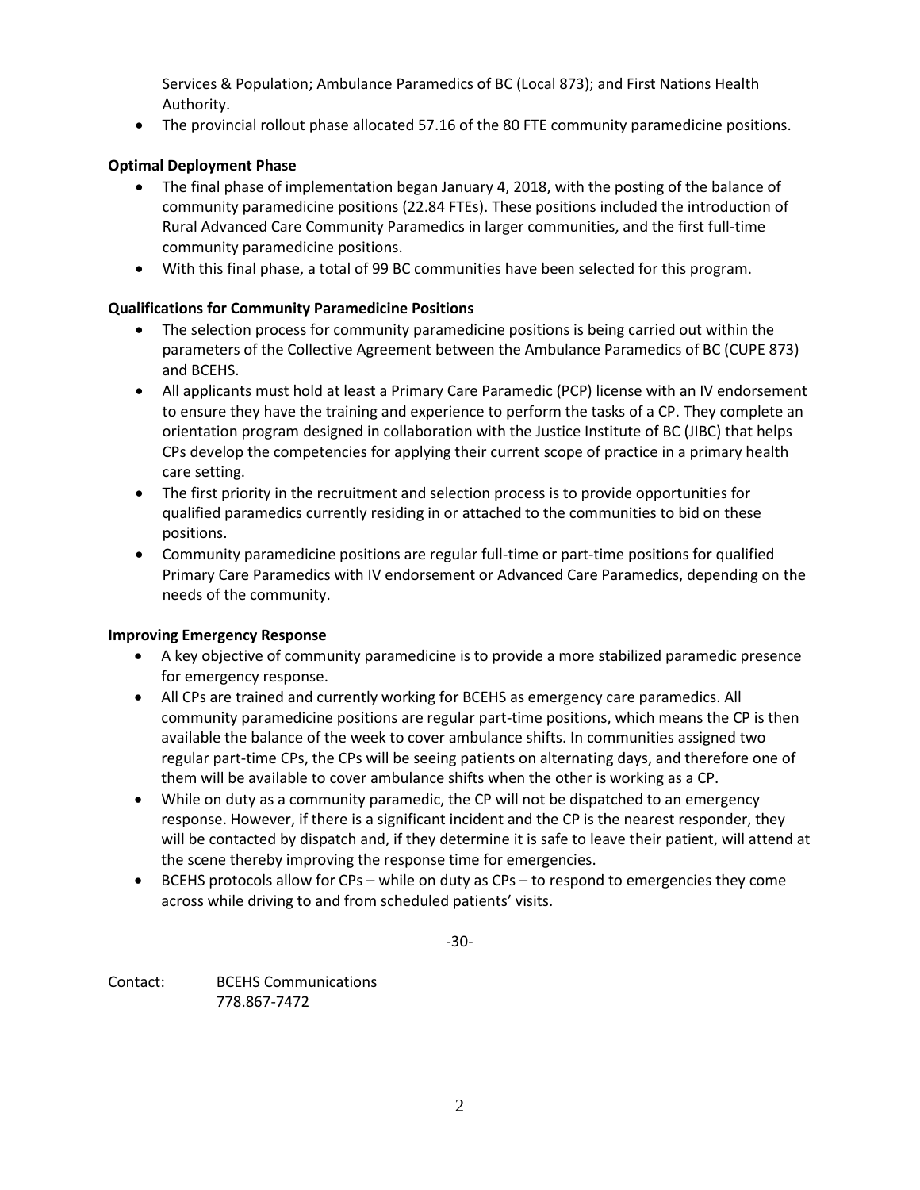Services & Population; Ambulance Paramedics of BC (Local 873); and First Nations Health Authority.

- The provincial rollout phase allocated 57.16 of the 80 FTE community paramedicine positions.

**Optimal Deployment Phase**

- The final phase of implementation began January 4, 2018, with the posting of the balance of community paramedicine positions (22.84 FTEs). These positions included the introduction of Rural Advanced Care Community Paramedics in larger communities, and the first full-time community paramedicine positions.
- With this final phase, a total of 99 BC communities have been selected for this program.

**Qualifications for Community Paramedicine Positions**

- The selection process for community paramedicine positions is being carried out within the parameters of the Collective Agreement between the Ambulance Paramedics of BC (CUPE 873) and BCEHS.
- All applicants must hold at least a Primary Care Paramedic (PCP) license with an IV endorsement to ensure they have the training and experience to perform the tasks of a CP. They complete an orientation program designed in collaboration with the Justice Institute of BC (JIBC) that helps CPs develop the competencies for applying their current scope of practice in a primary health care setting.
- The first priority in the recruitment and selection process is to provide opportunities for qualified paramedics currently residing in or attached to the communities to bid on these positions.
- Community paramedicine positions are regular full-time or part-time positions for qualified Primary Care Paramedics with IV endorsement or Advanced Care Paramedics, depending on the needs of the community.

**Improving Emergency Response**

- A key objective of community paramedicine is to provide a more stabilized paramedic presence for emergency response.
- All CPs are trained and currently working for BCEHS as emergency care paramedics. All community paramedicine positions are regular part-time positions, which means the CP is then available the balance of the week to cover ambulance shifts. In communities assigned two regular part-time CPs, the CPs will be seeing patients on alternating days, and therefore one of them will be available to cover ambulance shifts when the other is working as a CP.
- While on duty as a community paramedic, the CP will not be dispatched to an emergency response. However, if there is a significant incident and the CP is the nearest responder, they will be contacted by dispatch and, if they determine it is safe to leave their patient, will attend at the scene thereby improving the response time for emergencies.
- BCEHS protocols allow for CPs – while on duty as CPs – to respond to emergencies they come across while driving to and from scheduled patients' visits.

-30-

Contact: BCEHS Communications
778.867-7472